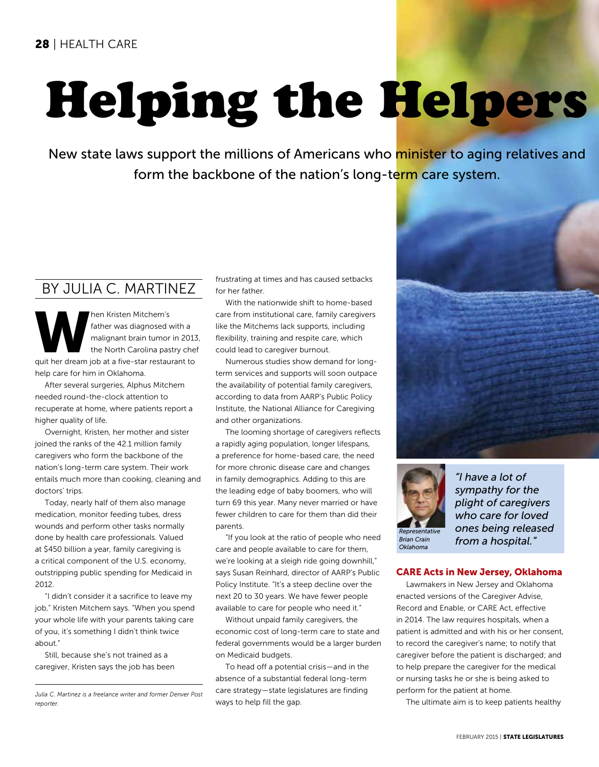# Helping the Helpers

New state laws support the millions of Americans who minister to aging relatives and form the backbone of the nation's long-term care system.

BY JULIA C. MARTINEZ

When Kristen Mitchem's father was diagnosed with a malignant brain tumor in 2013, the North Carolina pastry chef quit her dream job at a five-star restaurant to help care for him in Oklahoma.

After several surgeries, Alphus Mitchem needed round-the-clock attention to recuperate at home, where patients report a higher quality of life.

Overnight, Kristen, her mother and sister joined the ranks of the 42.1 million family caregivers who form the backbone of the nation's long-term care system. Their work entails much more than cooking, cleaning and doctors' trips.

Today, nearly half of them also manage medication, monitor feeding tubes, dress wounds and perform other tasks normally done by health care professionals. Valued at $450 billion a year, family caregiving is a critical component of the U.S. economy, outstripping public spending for Medicaid in 2012.

"I didn't consider it a sacrifice to leave my job," Kristen Mitchem says. "When you spend your whole life with your parents taking care of you, it's something I didn't think twice about."

Still, because she's not trained as a caregiver, Kristen says the job has been frustrating at times and has caused setbacks for her father.

With the nationwide shift to home-based care from institutional care, family caregivers like the Mitchems lack supports, including flexibility, training and respite care, which could lead to caregiver burnout.

Numerous studies show demand for long-term services and supports will soon outpace the availability of potential family caregivers, according to data from AARP's Public Policy Institute, the National Alliance for Caregiving and other organizations.

The looming shortage of caregivers reflects a rapidly aging population, longer lifespans, a preference for home-based care, the need for more chronic disease care and changes in family demographics. Adding to this are the leading edge of baby boomers, who will turn 69 this year. Many never married or have fewer children to care for them than did their parents.

"If you look at the ratio of people who need care and people available to care for them, we're looking at a sleigh ride going downhill," says Susan Reinhard, director of AARP's Public Policy Institute. "It's a steep decline over the next 20 to 30 years. We have fewer people available to care for people who need it."

Without unpaid family caregivers, the economic cost of long-term care to state and federal governments would be a larger burden on Medicaid budgets.

To head off a potential crisis—and in the absence of a substantial federal long-term care strategy—state legislatures are finding ways to help fill the gap.

*"I have a lot of sympathy for the plight of caregivers who care for loved ones being released from a hospital."*

*Representative Brian Crain Oklahoma*

### CARE Acts in New Jersey, Oklahoma

Lawmakers in New Jersey and Oklahoma enacted versions of the Caregiver Advise, Record and Enable, or CARE Act, effective in 2014. The law requires hospitals, when a patient is admitted and with his or her consent, to record the caregiver's name; to notify that caregiver before the patient is discharged; and to help prepare the caregiver for the medical or nursing tasks he or she is being asked to perform for the patient at home.

The ultimate aim is to keep patients healthy

*Julia C. Martinez is a freelance writer and former Denver Post reporter.*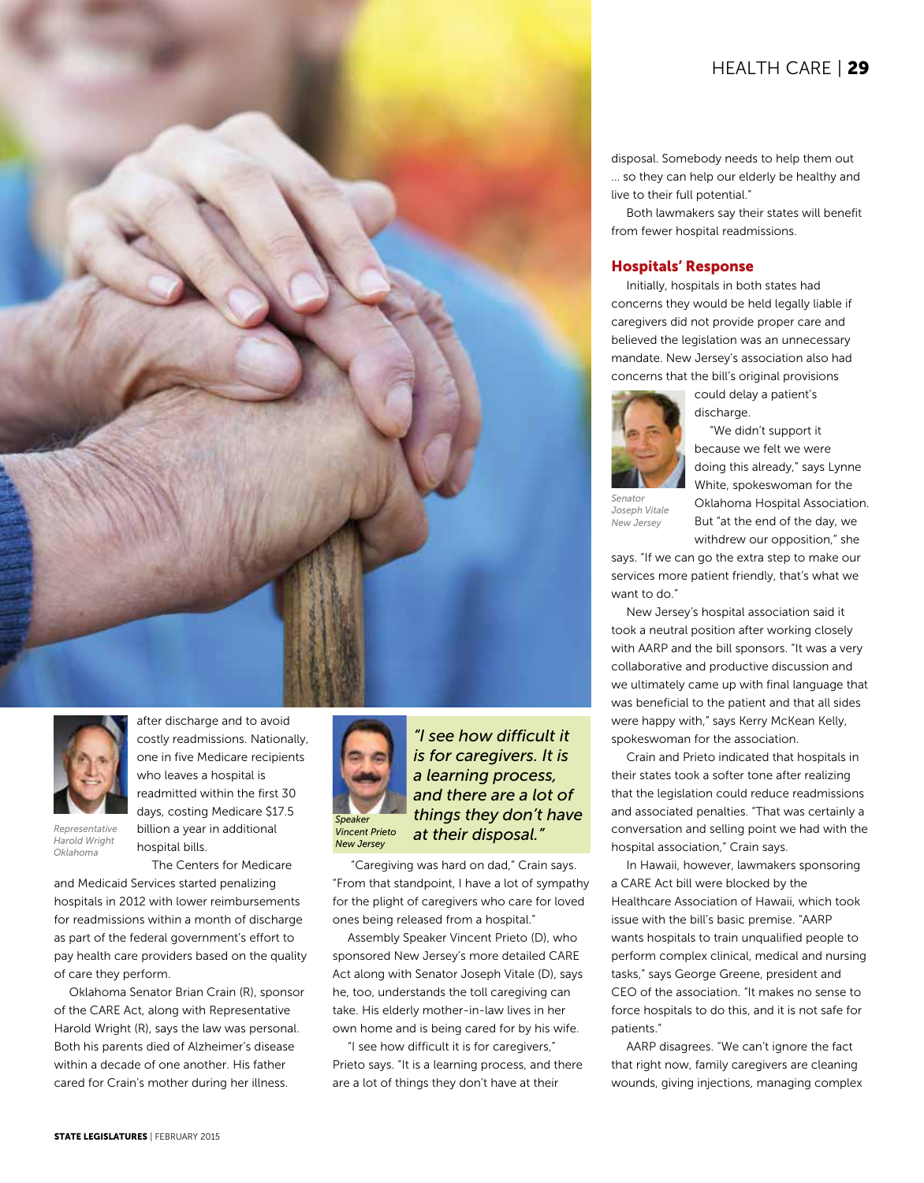after discharge and to avoid costly readmissions. Nationally, one in five Medicare recipients who leaves a hospital is readmitted within the first 30 days, costing Medicare $17.5 billion a year in additional hospital bills.

*Representative Harold Wright Oklahoma*

The Centers for Medicare and Medicaid Services started penalizing hospitals in 2012 with lower reimbursements for readmissions within a month of discharge as part of the federal government's effort to pay health care providers based on the quality of care they perform.

Oklahoma Senator Brian Crain (R), sponsor of the CARE Act, along with Representative Harold Wright (R), says the law was personal. Both his parents died of Alzheimer's disease within a decade of one another. His father cared for Crain's mother during her illness.

*Speaker Vincent Prieto New Jersey*

> *"I see how difficult it is for caregivers. It is a learning process, and there are a lot of things they don't have at their disposal."*

"Caregiving was hard on dad," Crain says. "From that standpoint, I have a lot of sympathy for the plight of caregivers who care for loved ones being released from a hospital."

Assembly Speaker Vincent Prieto (D), who sponsored New Jersey's more detailed CARE Act along with Senator Joseph Vitale (D), says he, too, understands the toll caregiving can take. His elderly mother-in-law lives in her own home and is being cared for by his wife.

"I see how difficult it is for caregivers," Prieto says. "It is a learning process, and there are a lot of things they don't have at their disposal. Somebody needs to help them out … so they can help our elderly be healthy and live to their full potential."

Both lawmakers say their states will benefit from fewer hospital readmissions.

## Hospitals' Response

Initially, hospitals in both states had concerns they would be held legally liable if caregivers did not provide proper care and believed the legislation was an unnecessary mandate. New Jersey's association also had concerns that the bill's original provisions could delay a patient's discharge.

*Senator Joseph Vitale New Jersey*

"We didn't support it because we felt we were doing this already," says Lynne White, spokeswoman for the Oklahoma Hospital Association. But "at the end of the day, we withdrew our opposition," she says. "If we can go the extra step to make our services more patient friendly, that's what we want to do."

New Jersey's hospital association said it took a neutral position after working closely with AARP and the bill sponsors. "It was a very collaborative and productive discussion and we ultimately came up with final language that was beneficial to the patient and that all sides were happy with," says Kerry McKean Kelly, spokeswoman for the association.

Crain and Prieto indicated that hospitals in their states took a softer tone after realizing that the legislation could reduce readmissions and associated penalties. "That was certainly a conversation and selling point we had with the hospital association," Crain says.

In Hawaii, however, lawmakers sponsoring a CARE Act bill were blocked by the Healthcare Association of Hawaii, which took issue with the bill's basic premise. "AARP wants hospitals to train unqualified people to perform complex clinical, medical and nursing tasks," says George Greene, president and CEO of the association. "It makes no sense to force hospitals to do this, and it is not safe for patients."

AARP disagrees. "We can't ignore the fact that right now, family caregivers are cleaning wounds, giving injections, managing complex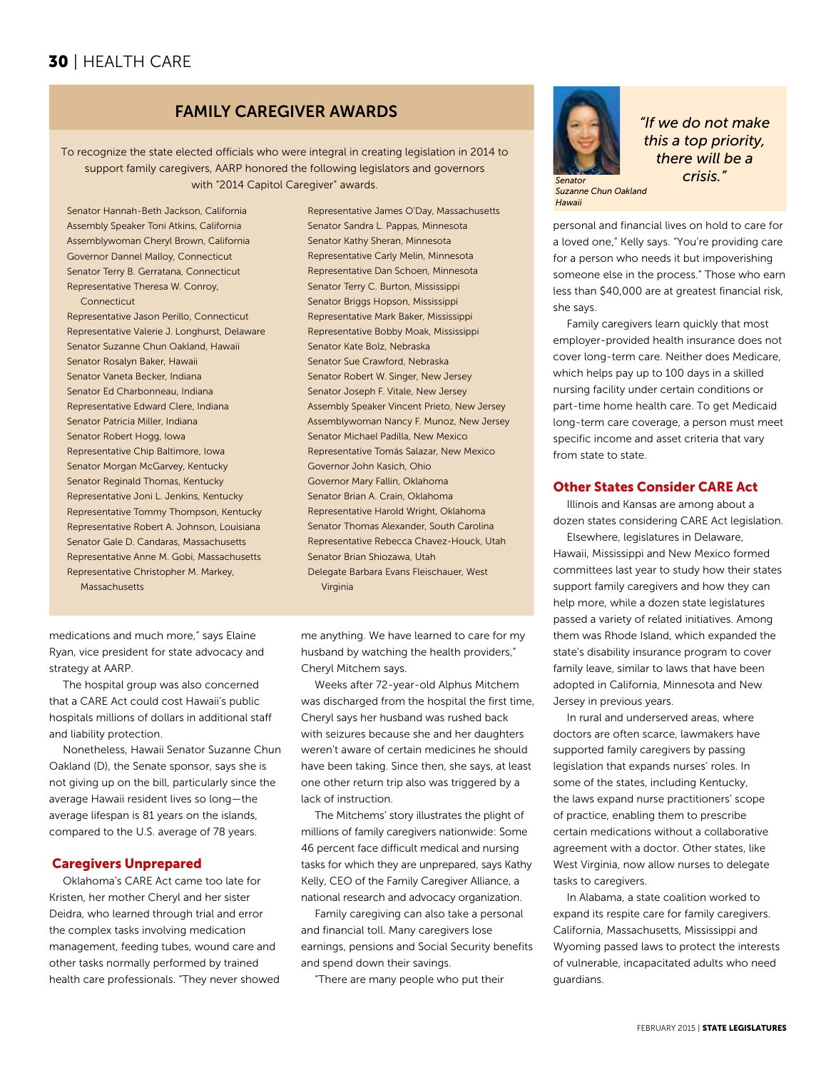## FAMILY CAREGIVER AWARDS

To recognize the state elected officials who were integral in creating legislation in 2014 to support family caregivers, AARP honored the following legislators and governors with "2014 Capitol Caregiver" awards.

- Senator Hannah-Beth Jackson, California
- Assembly Speaker Toni Atkins, California
- Assemblywoman Cheryl Brown, California
- Governor Dannel Malloy, Connecticut
- Senator Terry B. Gerratana, Connecticut
- Representative Theresa W. Conroy, Connecticut
- Representative Jason Perillo, Connecticut
- Representative Valerie J. Longhurst, Delaware
- Senator Suzanne Chun Oakland, Hawaii
- Senator Rosalyn Baker, Hawaii
- Senator Vaneta Becker, Indiana
- Senator Ed Charbonneau, Indiana
- Representative Edward Clere, Indiana
- Senator Patricia Miller, Indiana
- Senator Robert Hogg, Iowa
- Representative Chip Baltimore, Iowa
- Senator Morgan McGarvey, Kentucky
- Senator Reginald Thomas, Kentucky
- Representative Joni L. Jenkins, Kentucky
- Representative Tommy Thompson, Kentucky
- Representative Robert A. Johnson, Louisiana
- Senator Gale D. Candaras, Massachusetts
- Representative Anne M. Gobi, Massachusetts
- Representative Christopher M. Markey, Massachusetts
- Representative James O'Day, Massachusetts
- Senator Sandra L. Pappas, Minnesota
- Senator Kathy Sheran, Minnesota
- Representative Carly Melin, Minnesota
- Representative Dan Schoen, Minnesota
- Senator Terry C. Burton, Mississippi
- Senator Briggs Hopson, Mississippi
- Representative Mark Baker, Mississippi
- Representative Bobby Moak, Mississippi
- Senator Kate Bolz, Nebraska
- Senator Sue Crawford, Nebraska
- Senator Robert W. Singer, New Jersey
- Senator Joseph F. Vitale, New Jersey
- Assembly Speaker Vincent Prieto, New Jersey
- Assemblywoman Nancy F. Munoz, New Jersey
- Senator Michael Padilla, New Mexico
- Representative Tomás Salazar, New Mexico
- Governor John Kasich, Ohio
- Governor Mary Fallin, Oklahoma
- Senator Brian A. Crain, Oklahoma
- Representative Harold Wright, Oklahoma
- Senator Thomas Alexander, South Carolina
- Representative Rebecca Chavez-Houck, Utah
- Senator Brian Shiozawa, Utah
- Delegate Barbara Evans Fleischauer, West Virginia

medications and much more," says Elaine Ryan, vice president for state advocacy and strategy at AARP.

The hospital group was also concerned that a CARE Act could cost Hawaii's public hospitals millions of dollars in additional staff and liability protection.

Nonetheless, Hawaii Senator Suzanne Chun Oakland (D), the Senate sponsor, says she is not giving up on the bill, particularly since the average Hawaii resident lives so long—the average lifespan is 81 years on the islands, compared to the U.S. average of 78 years.

### Caregivers Unprepared

Oklahoma's CARE Act came too late for Kristen, her mother Cheryl and her sister Deidra, who learned through trial and error the complex tasks involving medication management, feeding tubes, wound care and other tasks normally performed by trained health care professionals. "They never showed me anything. We have learned to care for my husband by watching the health providers," Cheryl Mitchem says.

Weeks after 72-year-old Alphus Mitchem was discharged from the hospital the first time, Cheryl says her husband was rushed back with seizures because she and her daughters weren't aware of certain medicines he should have been taking. Since then, she says, at least one other return trip also was triggered by a lack of instruction.

The Mitchems' story illustrates the plight of millions of family caregivers nationwide: Some 46 percent face difficult medical and nursing tasks for which they are unprepared, says Kathy Kelly, CEO of the Family Caregiver Alliance, a national research and advocacy organization.

Family caregiving can also take a personal and financial toll. Many caregivers lose earnings, pensions and Social Security benefits and spend down their savings.

"There are many people who put their personal and financial lives on hold to care for a loved one," Kelly says. "You're providing care for a person who needs it but impoverishing someone else in the process." Those who earn less than $40,000 are at greatest financial risk, she says.

Family caregivers learn quickly that most employer-provided health insurance does not cover long-term care. Neither does Medicare, which helps pay up to 100 days in a skilled nursing facility under certain conditions or part-time home health care. To get Medicaid long-term care coverage, a person must meet specific income and asset criteria that vary from state to state.

> *"If we do not make this a top priority, there will be a crisis."*
>
> *Senator Suzanne Chun Oakland, Hawaii*

### Other States Consider CARE Act

Illinois and Kansas are among about a dozen states considering CARE Act legislation.

Elsewhere, legislatures in Delaware, Hawaii, Mississippi and New Mexico formed committees last year to study how their states support family caregivers and how they can help more, while a dozen state legislatures passed a variety of related initiatives. Among them was Rhode Island, which expanded the state's disability insurance program to cover family leave, similar to laws that have been adopted in California, Minnesota and New Jersey in previous years.

In rural and underserved areas, where doctors are often scarce, lawmakers have supported family caregivers by passing legislation that expands nurses' roles. In some of the states, including Kentucky, the laws expand nurse practitioners' scope of practice, enabling them to prescribe certain medications without a collaborative agreement with a doctor. Other states, like West Virginia, now allow nurses to delegate tasks to caregivers.

In Alabama, a state coalition worked to expand its respite care for family caregivers. California, Massachusetts, Mississippi and Wyoming passed laws to protect the interests of vulnerable, incapacitated adults who need guardians.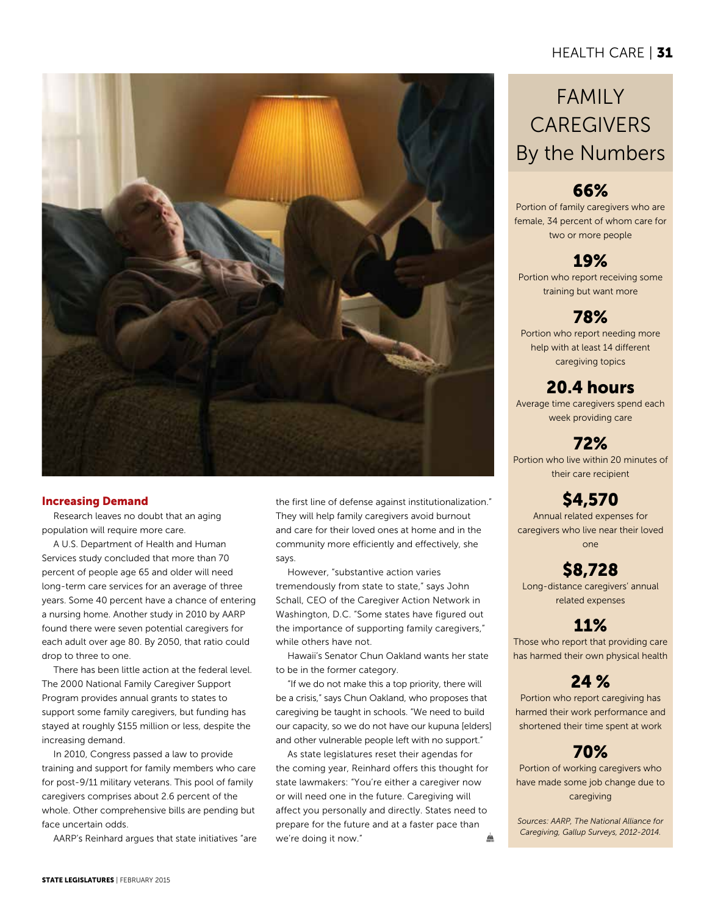## Increasing Demand

Research leaves no doubt that an aging population will require more care.

A U.S. Department of Health and Human Services study concluded that more than 70 percent of people age 65 and older will need long-term care services for an average of three years. Some 40 percent have a chance of entering a nursing home. Another study in 2010 by AARP found there were seven potential caregivers for each adult over age 80. By 2050, that ratio could drop to three to one.

There has been little action at the federal level. The 2000 National Family Caregiver Support Program provides annual grants to states to support some family caregivers, but funding has stayed at roughly $155 million or less, despite the increasing demand.

In 2010, Congress passed a law to provide training and support for family members who care for post-9/11 military veterans. This pool of family caregivers comprises about 2.6 percent of the whole. Other comprehensive bills are pending but face uncertain odds.

AARP's Reinhard argues that state initiatives "are the first line of defense against institutionalization." They will help family caregivers avoid burnout and care for their loved ones at home and in the community more efficiently and effectively, she says.

However, "substantive action varies tremendously from state to state," says John Schall, CEO of the Caregiver Action Network in Washington, D.C. "Some states have figured out the importance of supporting family caregivers," while others have not.

Hawaii's Senator Chun Oakland wants her state to be in the former category.

"If we do not make this a top priority, there will be a crisis," says Chun Oakland, who proposes that caregiving be taught in schools. "We need to build our capacity, so we do not have our kupuna [elders] and other vulnerable people left with no support."

As state legislatures reset their agendas for the coming year, Reinhard offers this thought for state lawmakers: "You're either a caregiver now or will need one in the future. Caregiving will affect you personally and directly. States need to prepare for the future and at a faster pace than we're doing it now."

## FAMILY CAREGIVERS By the Numbers

**66%**
Portion of family caregivers who are female, 34 percent of whom care for two or more people

**19%**
Portion who report receiving some training but want more

**78%**
Portion who report needing more help with at least 14 different caregiving topics

**20.4 hours**
Average time caregivers spend each week providing care

**72%**
Portion who live within 20 minutes of their care recipient

**$4,570**
Annual related expenses for caregivers who live near their loved one

**$8,728**
Long-distance caregivers' annual related expenses

**11%**
Those who report that providing care has harmed their own physical health

**24 %**
Portion who report caregiving has harmed their work performance and shortened their time spent at work

**70%**
Portion of working caregivers who have made some job change due to caregiving

*Sources: AARP, The National Alliance for Caregiving, Gallup Surveys, 2012-2014.*